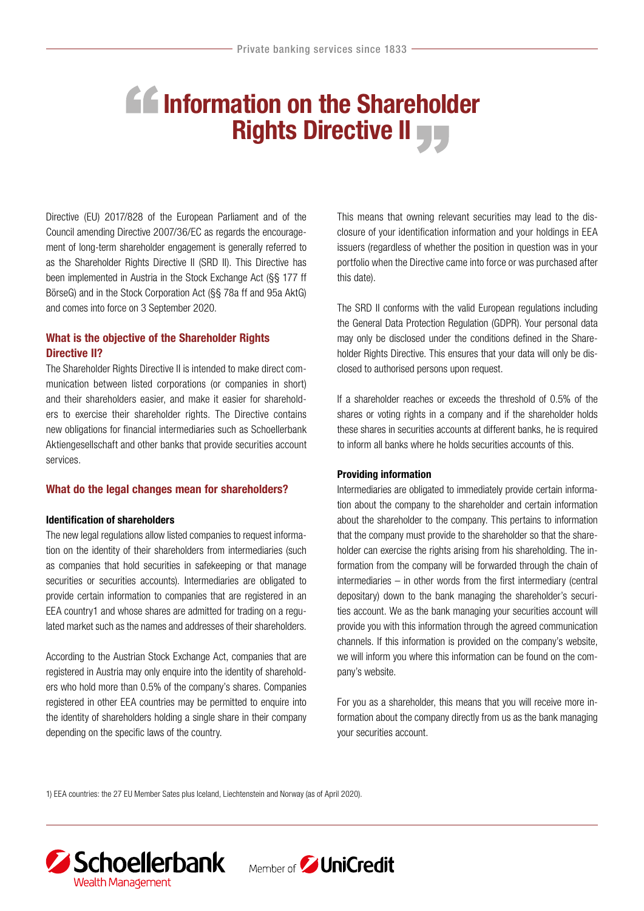# Information on the Shareholder Rights Directive II

Directive (EU) 2017/828 of the European Parliament and of the Council amending Directive 2007/36/EC as regards the encouragement of long-term shareholder engagement is generally referred to as the Shareholder Rights Directive II (SRD II). This Directive has been implemented in Austria in the Stock Exchange Act (§§ 177 ff BörseG) and in the Stock Corporation Act (§§ 78a ff and 95a AktG) and comes into force on 3 September 2020.

## What is the objective of the Shareholder Rights Directive II?

The Shareholder Rights Directive II is intended to make direct communication between listed corporations (or companies in short) and their shareholders easier, and make it easier for shareholders to exercise their shareholder rights. The Directive contains new obligations for financial intermediaries such as Schoellerbank Aktiengesellschaft and other banks that provide securities account services.

## What do the legal changes mean for shareholders?

### Identification of shareholders

The new legal regulations allow listed companies to request information on the identity of their shareholders from intermediaries (such as companies that hold securities in safekeeping or that manage securities or securities accounts). Intermediaries are obligated to provide certain information to companies that are registered in an EEA country[1] and whose shares are admitted for trading on a regulated market such as the names and addresses of their shareholders.

According to the Austrian Stock Exchange Act, companies that are registered in Austria may only enquire into the identity of shareholders who hold more than 0.5% of the company's shares. Companies registered in other EEA countries may be permitted to enquire into the identity of shareholders holding a single share in their company depending on the specific laws of the country.

This means that owning relevant securities may lead to the disclosure of your identification information and your holdings in EEA issuers (regardless of whether the position in question was in your portfolio when the Directive came into force or was purchased after this date).

The SRD II conforms with the valid European regulations including the General Data Protection Regulation (GDPR). Your personal data may only be disclosed under the conditions defined in the Shareholder Rights Directive. This ensures that your data will only be disclosed to authorised persons upon request.

If a shareholder reaches or exceeds the threshold of 0.5% of the shares or voting rights in a company and if the shareholder holds these shares in securities accounts at different banks, he is required to inform all banks where he holds securities accounts of this.

### Providing information

Intermediaries are obligated to immediately provide certain information about the company to the shareholder and certain information about the shareholder to the company. This pertains to information that the company must provide to the shareholder so that the shareholder can exercise the rights arising from his shareholding. The information from the company will be forwarded through the chain of intermediaries – in other words from the first intermediary (central depositary) down to the bank managing the shareholder's securities account. We as the bank managing your securities account will provide you with this information through the agreed communication channels. If this information is provided on the company's website, we will inform you where this information can be found on the company's website.

For you as a shareholder, this means that you will receive more information about the company directly from us as the bank managing your securities account.

1) EEA countries: the 27 EU Member Sates plus Iceland, Liechtenstein and Norway (as of April 2020).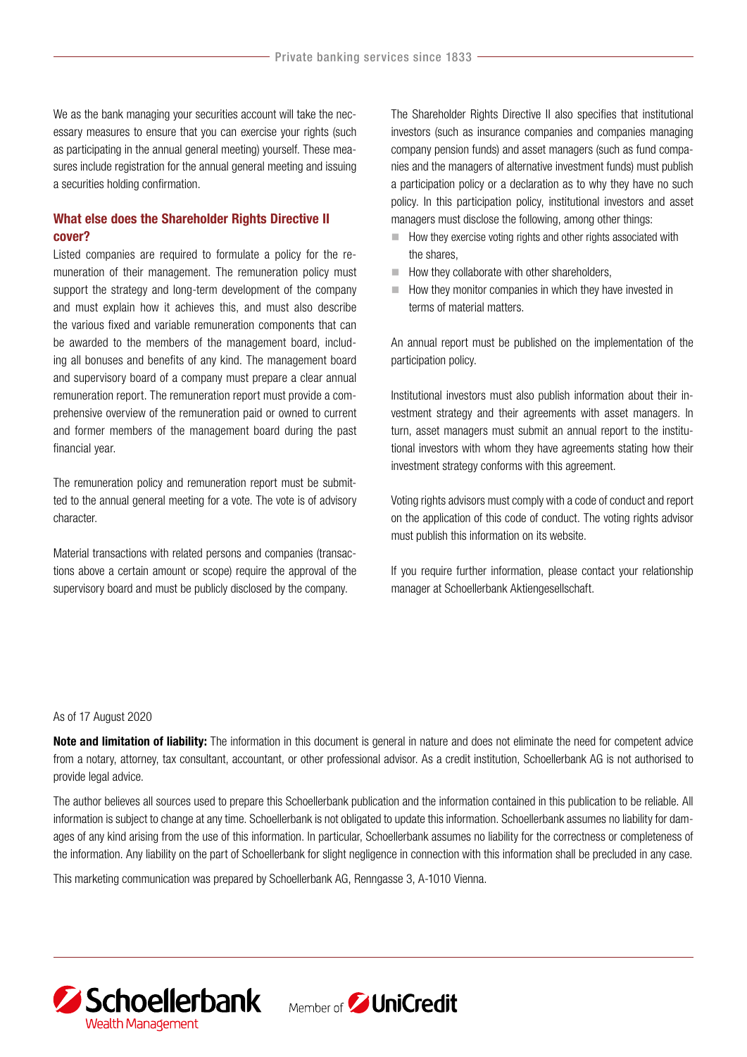We as the bank managing your securities account will take the necessary measures to ensure that you can exercise your rights (such as participating in the annual general meeting) yourself. These measures include registration for the annual general meeting and issuing a securities holding confirmation.

## What else does the Shareholder Rights Directive II cover?

Listed companies are required to formulate a policy for the remuneration of their management. The remuneration policy must support the strategy and long-term development of the company and must explain how it achieves this, and must also describe the various fixed and variable remuneration components that can be awarded to the members of the management board, including all bonuses and benefits of any kind. The management board and supervisory board of a company must prepare a clear annual remuneration report. The remuneration report must provide a comprehensive overview of the remuneration paid or owned to current and former members of the management board during the past financial year.

The remuneration policy and remuneration report must be submitted to the annual general meeting for a vote. The vote is of advisory character.

Material transactions with related persons and companies (transactions above a certain amount or scope) require the approval of the supervisory board and must be publicly disclosed by the company.

The Shareholder Rights Directive II also specifies that institutional investors (such as insurance companies and companies managing company pension funds) and asset managers (such as fund companies and the managers of alternative investment funds) must publish a participation policy or a declaration as to why they have no such policy. In this participation policy, institutional investors and asset managers must disclose the following, among other things:

- How they exercise voting rights and other rights associated with the shares,
- How they collaborate with other shareholders,
- How they monitor companies in which they have invested in terms of material matters.

An annual report must be published on the implementation of the participation policy.

Institutional investors must also publish information about their investment strategy and their agreements with asset managers. In turn, asset managers must submit an annual report to the institutional investors with whom they have agreements stating how their investment strategy conforms with this agreement.

Voting rights advisors must comply with a code of conduct and report on the application of this code of conduct. The voting rights advisor must publish this information on its website.

If you require further information, please contact your relationship manager at Schoellerbank Aktiengesellschaft.

As of 17 August 2020

**Note and limitation of liability:** The information in this document is general in nature and does not eliminate the need for competent advice from a notary, attorney, tax consultant, accountant, or other professional advisor. As a credit institution, Schoellerbank AG is not authorised to provide legal advice.

The author believes all sources used to prepare this Schoellerbank publication and the information contained in this publication to be reliable. All information is subject to change at any time. Schoellerbank is not obligated to update this information. Schoellerbank assumes no liability for damages of any kind arising from the use of this information. In particular, Schoellerbank assumes no liability for the correctness or completeness of the information. Any liability on the part of Schoellerbank for slight negligence in connection with this information shall be precluded in any case.

This marketing communication was prepared by Schoellerbank AG, Renngasse 3, A-1010 Vienna.

Schoellerbank Wealth Management

Member of UniCredit